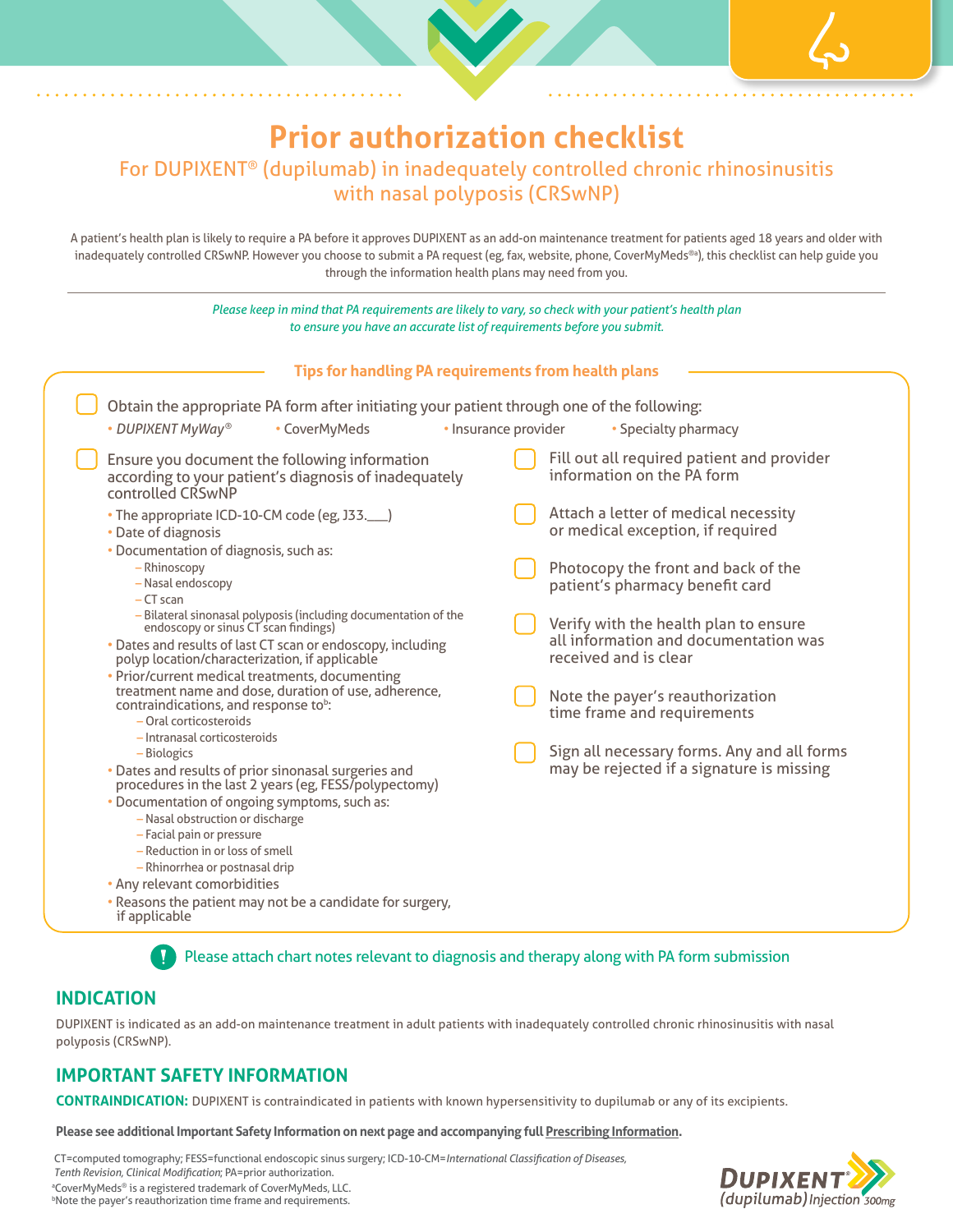# Prior authorization checklist

## For DUPIXENT® (dupilumab) in inadequately controlled chronic rhinosinusitis with nasal polyposis (CRSwNP)

A patient's health plan is likely to require a PA before it approves DUPIXENT as an add-on maintenance treatment for patients aged 18 years and older with inadequately controlled CRSwNP. However you choose to submit a PA request (eg, fax, website, phone, CoverMyMeds®[a]), this checklist can help guide you through the information health plans may need from you.

*Please keep in mind that PA requirements are likely to vary, so check with your patient's health plan to ensure you have an accurate list of requirements before you submit.*

### Tips for handling PA requirements from health plans

- [ ] Obtain the appropriate PA form after initiating your patient through one of the following:
  - *DUPIXENT MyWay®*
  - CoverMyMeds
  - Insurance provider
  - Specialty pharmacy
- [ ] Ensure you document the following information according to your patient's diagnosis of inadequately controlled CRSwNP
  - The appropriate ICD-10-CM code (eg, J33.___)
  - Date of diagnosis
  - Documentation of diagnosis, such as:
    - Rhinoscopy
    - Nasal endoscopy
    - CT scan
    - Bilateral sinonasal polyposis (including documentation of the endoscopy or sinus CT scan findings)
  - Dates and results of last CT scan or endoscopy, including polyp location/characterization, if applicable
  - Prior/current medical treatments, documenting treatment name and dose, duration of use, adherence, contraindications, and response to[b]:
    - Oral corticosteroids
    - Intranasal corticosteroids
    - Biologics
  - Dates and results of prior sinonasal surgeries and procedures in the last 2 years (eg, FESS/polypectomy)
  - Documentation of ongoing symptoms, such as:
    - Nasal obstruction or discharge
    - Facial pain or pressure
    - Reduction in or loss of smell
    - Rhinorrhea or postnasal drip
  - Any relevant comorbidities
  - Reasons the patient may not be a candidate for surgery, if applicable
- [ ] Fill out all required patient and provider information on the PA form
- [ ] Attach a letter of medical necessity or medical exception, if required
- [ ] Photocopy the front and back of the patient's pharmacy benefit card
- [ ] Verify with the health plan to ensure all information and documentation was received and is clear
- [ ] Note the payer's reauthorization time frame and requirements
- [ ] Sign all necessary forms. Any and all forms may be rejected if a signature is missing

**!** Please attach chart notes relevant to diagnosis and therapy along with PA form submission

## INDICATION

DUPIXENT is indicated as an add-on maintenance treatment in adult patients with inadequately controlled chronic rhinosinusitis with nasal polyposis (CRSwNP).

## IMPORTANT SAFETY INFORMATION

**CONTRAINDICATION:** DUPIXENT is contraindicated in patients with known hypersensitivity to dupilumab or any of its excipients.

**Please see additional Important Safety Information on next page and accompanying full Prescribing Information.**

CT=computed tomography; FESS=functional endoscopic sinus surgery; ICD-10-CM=*International Classification of Diseases, Tenth Revision, Clinical Modification*; PA=prior authorization.

[a]CoverMyMeds® is a registered trademark of CoverMyMeds, LLC.

[b]Note the payer's reauthorization time frame and requirements.

DUPIXENT® (dupilumab) Injection 300mg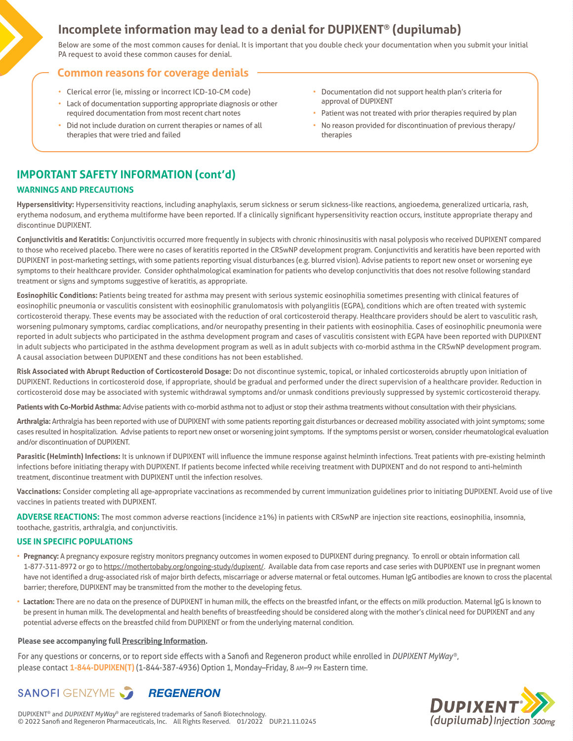# Incomplete information may lead to a denial for DUPIXENT® (dupilumab)

Below are some of the most common causes for denial. It is important that you double check your documentation when you submit your initial PA request to avoid these common causes for denial.

## Common reasons for coverage denials

- Clerical error (ie, missing or incorrect ICD-10-CM code)
- Lack of documentation supporting appropriate diagnosis or other required documentation from most recent chart notes
- Did not include duration on current therapies or names of all therapies that were tried and failed
- Documentation did not support health plan's criteria for approval of DUPIXENT
- Patient was not treated with prior therapies required by plan
- No reason provided for discontinuation of previous therapy/ therapies

## IMPORTANT SAFETY INFORMATION (cont'd)

### WARNINGS AND PRECAUTIONS

**Hypersensitivity:** Hypersensitivity reactions, including anaphylaxis, serum sickness or serum sickness-like reactions, angioedema, generalized urticaria, rash, erythema nodosum, and erythema multiforme have been reported. If a clinically significant hypersensitivity reaction occurs, institute appropriate therapy and discontinue DUPIXENT.

**Conjunctivitis and Keratitis:** Conjunctivitis occurred more frequently in subjects with chronic rhinosinusitis with nasal polyposis who received DUPIXENT compared to those who received placebo. There were no cases of keratitis reported in the CRSwNP development program. Conjunctivitis and keratitis have been reported with DUPIXENT in post-marketing settings, with some patients reporting visual disturbances (e.g. blurred vision). Advise patients to report new onset or worsening eye symptoms to their healthcare provider. Consider ophthalmological examination for patients who develop conjunctivitis that does not resolve following standard treatment or signs and symptoms suggestive of keratitis, as appropriate.

**Eosinophilic Conditions:** Patients being treated for asthma may present with serious systemic eosinophilia sometimes presenting with clinical features of eosinophilic pneumonia or vasculitis consistent with eosinophilic granulomatosis with polyangiitis (EGPA), conditions which are often treated with systemic corticosteroid therapy. These events may be associated with the reduction of oral corticosteroid therapy. Healthcare providers should be alert to vasculitic rash, worsening pulmonary symptoms, cardiac complications, and/or neuropathy presenting in their patients with eosinophilia. Cases of eosinophilic pneumonia were reported in adult subjects who participated in the asthma development program and cases of vasculitis consistent with EGPA have been reported with DUPIXENT in adult subjects who participated in the asthma development program as well as in adult subjects with co-morbid asthma in the CRSwNP development program. A causal association between DUPIXENT and these conditions has not been established.

**Risk Associated with Abrupt Reduction of Corticosteroid Dosage:** Do not discontinue systemic, topical, or inhaled corticosteroids abruptly upon initiation of DUPIXENT. Reductions in corticosteroid dose, if appropriate, should be gradual and performed under the direct supervision of a healthcare provider. Reduction in corticosteroid dose may be associated with systemic withdrawal symptoms and/or unmask conditions previously suppressed by systemic corticosteroid therapy.

**Patients with Co-Morbid Asthma:** Advise patients with co-morbid asthma not to adjust or stop their asthma treatments without consultation with their physicians.

**Arthralgia:** Arthralgia has been reported with use of DUPIXENT with some patients reporting gait disturbances or decreased mobility associated with joint symptoms; some cases resulted in hospitalization. Advise patients to report new onset or worsening joint symptoms. If the symptoms persist or worsen, consider rheumatological evaluation and/or discontinuation of DUPIXENT.

**Parasitic (Helminth) Infections:** It is unknown if DUPIXENT will influence the immune response against helminth infections. Treat patients with pre-existing helminth infections before initiating therapy with DUPIXENT. If patients become infected while receiving treatment with DUPIXENT and do not respond to anti-helminth treatment, discontinue treatment with DUPIXENT until the infection resolves.

**Vaccinations:** Consider completing all age-appropriate vaccinations as recommended by current immunization guidelines prior to initiating DUPIXENT. Avoid use of live vaccines in patients treated with DUPIXENT.

**ADVERSE REACTIONS:** The most common adverse reactions (incidence ≥1%) in patients with CRSwNP are injection site reactions, eosinophilia, insomnia, toothache, gastritis, arthralgia, and conjunctivitis.

### USE IN SPECIFIC POPULATIONS

- **Pregnancy:** A pregnancy exposure registry monitors pregnancy outcomes in women exposed to DUPIXENT during pregnancy. To enroll or obtain information call 1-877-311-8972 or go to https://mothertobaby.org/ongoing-study/dupixent/. Available data from case reports and case series with DUPIXENT use in pregnant women have not identified a drug-associated risk of major birth defects, miscarriage or adverse maternal or fetal outcomes. Human IgG antibodies are known to cross the placental barrier; therefore, DUPIXENT may be transmitted from the mother to the developing fetus.
- **Lactation:** There are no data on the presence of DUPIXENT in human milk, the effects on the breastfed infant, or the effects on milk production. Maternal IgG is known to be present in human milk. The developmental and health benefits of breastfeeding should be considered along with the mother's clinical need for DUPIXENT and any potential adverse effects on the breastfed child from DUPIXENT or from the underlying maternal condition.

**Please see accompanying full Prescribing Information.**

For any questions or concerns, or to report side effects with a Sanofi and Regeneron product while enrolled in *DUPIXENT MyWay®*, please contact **1-844-DUPIXEN(T)** (1-844-387-4936) Option 1, Monday–Friday, 8 AM–9 PM Eastern time.

SANOFI GENZYME REGENERON

DUPIXENT® and *DUPIXENT MyWay®* are registered trademarks of Sanofi Biotechnology.
© 2022 Sanofi and Regeneron Pharmaceuticals, Inc. All Rights Reserved. 01/2022 DUP.21.11.0245

DUPIXENT® (dupilumab) Injection 300mg